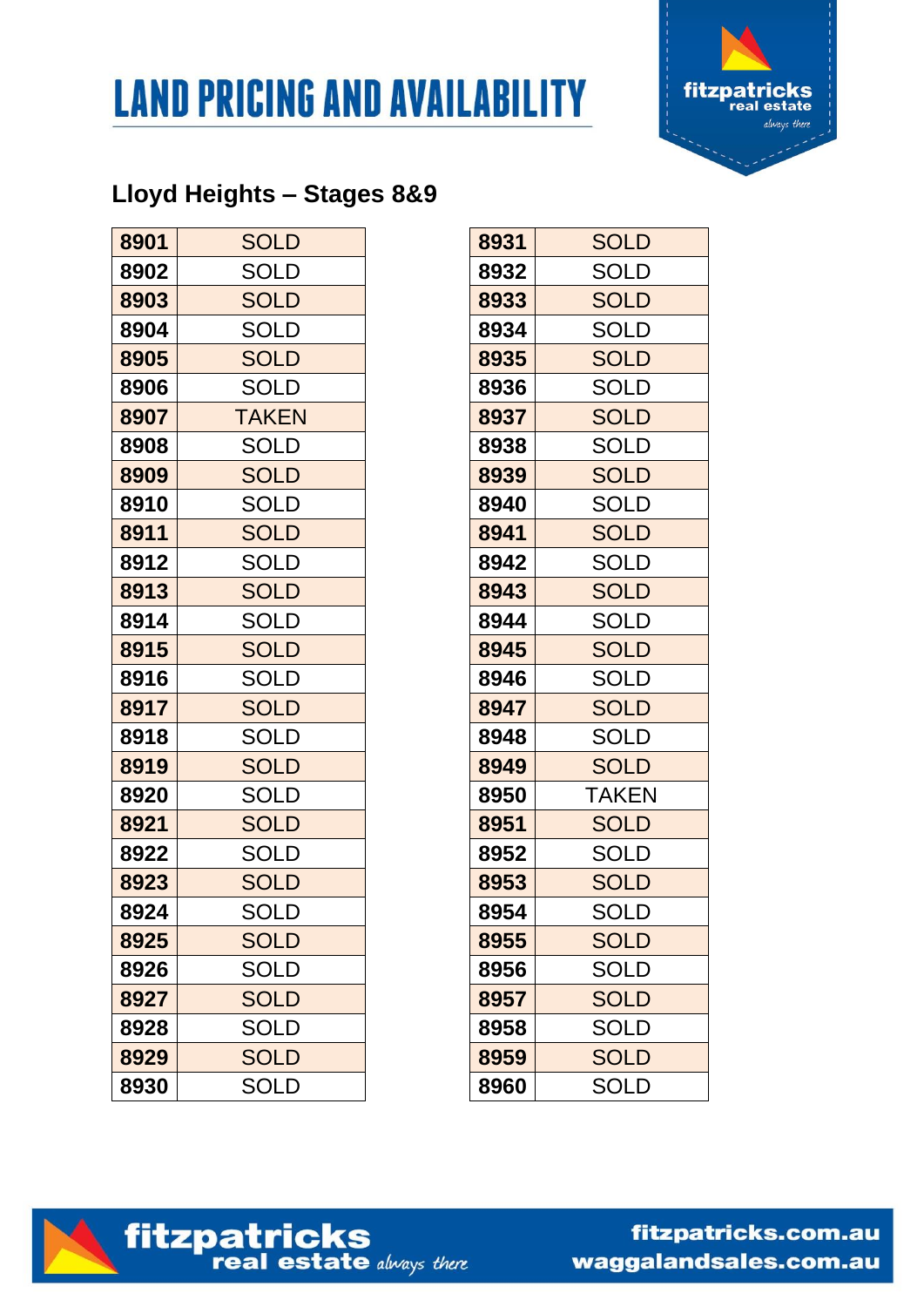# LAND PRICING AND AVAILABILITY

## Lloyd Heights – Stages 8&9

| Lot | Status |
|---|---|
| 8901 | SOLD |
| 8902 | SOLD |
| 8903 | SOLD |
| 8904 | SOLD |
| 8905 | SOLD |
| 8906 | SOLD |
| 8907 | TAKEN |
| 8908 | SOLD |
| 8909 | SOLD |
| 8910 | SOLD |
| 8911 | SOLD |
| 8912 | SOLD |
| 8913 | SOLD |
| 8914 | SOLD |
| 8915 | SOLD |
| 8916 | SOLD |
| 8917 | SOLD |
| 8918 | SOLD |
| 8919 | SOLD |
| 8920 | SOLD |
| 8921 | SOLD |
| 8922 | SOLD |
| 8923 | SOLD |
| 8924 | SOLD |
| 8925 | SOLD |
| 8926 | SOLD |
| 8927 | SOLD |
| 8928 | SOLD |
| 8929 | SOLD |
| 8930 | SOLD |
| 8931 | SOLD |
| 8932 | SOLD |
| 8933 | SOLD |
| 8934 | SOLD |
| 8935 | SOLD |
| 8936 | SOLD |
| 8937 | SOLD |
| 8938 | SOLD |
| 8939 | SOLD |
| 8940 | SOLD |
| 8941 | SOLD |
| 8942 | SOLD |
| 8943 | SOLD |
| 8944 | SOLD |
| 8945 | SOLD |
| 8946 | SOLD |
| 8947 | SOLD |
| 8948 | SOLD |
| 8949 | SOLD |
| 8950 | TAKEN |
| 8951 | SOLD |
| 8952 | SOLD |
| 8953 | SOLD |
| 8954 | SOLD |
| 8955 | SOLD |
| 8956 | SOLD |
| 8957 | SOLD |
| 8958 | SOLD |
| 8959 | SOLD |
| 8960 | SOLD |

fitzpatricks real estate *always there*

fitzpatricks.com.au
waggalandsales.com.au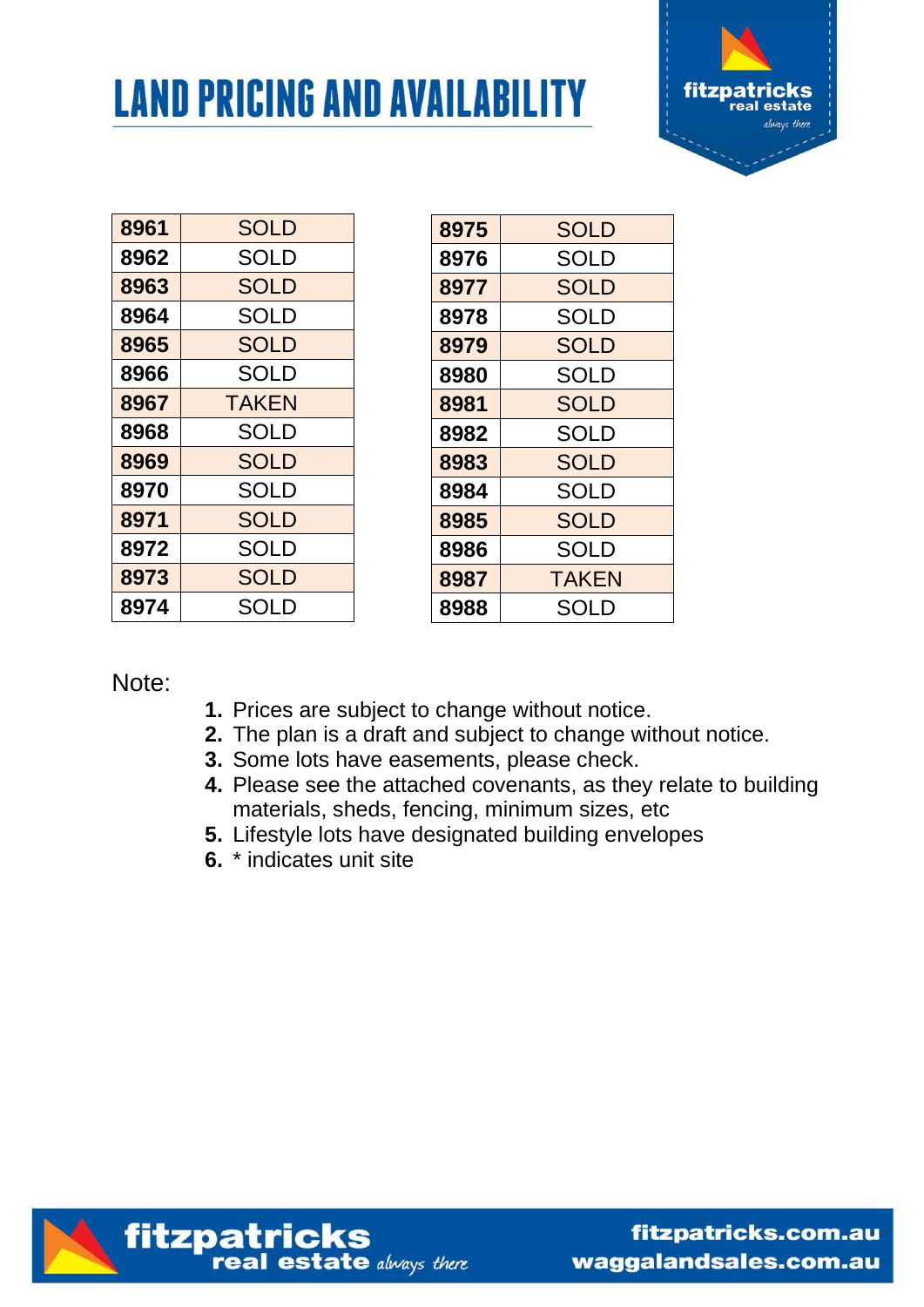# LAND PRICING AND AVAILABILITY

| | |
|---|---|
| **8961** | SOLD |
| **8962** | SOLD |
| **8963** | SOLD |
| **8964** | SOLD |
| **8965** | SOLD |
| **8966** | SOLD |
| **8967** | TAKEN |
| **8968** | SOLD |
| **8969** | SOLD |
| **8970** | SOLD |
| **8971** | SOLD |
| **8972** | SOLD |
| **8973** | SOLD |
| **8974** | SOLD |

| | |
|---|---|
| **8975** | SOLD |
| **8976** | SOLD |
| **8977** | SOLD |
| **8978** | SOLD |
| **8979** | SOLD |
| **8980** | SOLD |
| **8981** | SOLD |
| **8982** | SOLD |
| **8983** | SOLD |
| **8984** | SOLD |
| **8985** | SOLD |
| **8986** | SOLD |
| **8987** | TAKEN |
| **8988** | SOLD |

Note:

1. Prices are subject to change without notice.
2. The plan is a draft and subject to change without notice.
3. Some lots have easements, please check.
4. Please see the attached covenants, as they relate to building materials, sheds, fencing, minimum sizes, etc
5. Lifestyle lots have designated building envelopes
6. * indicates unit site